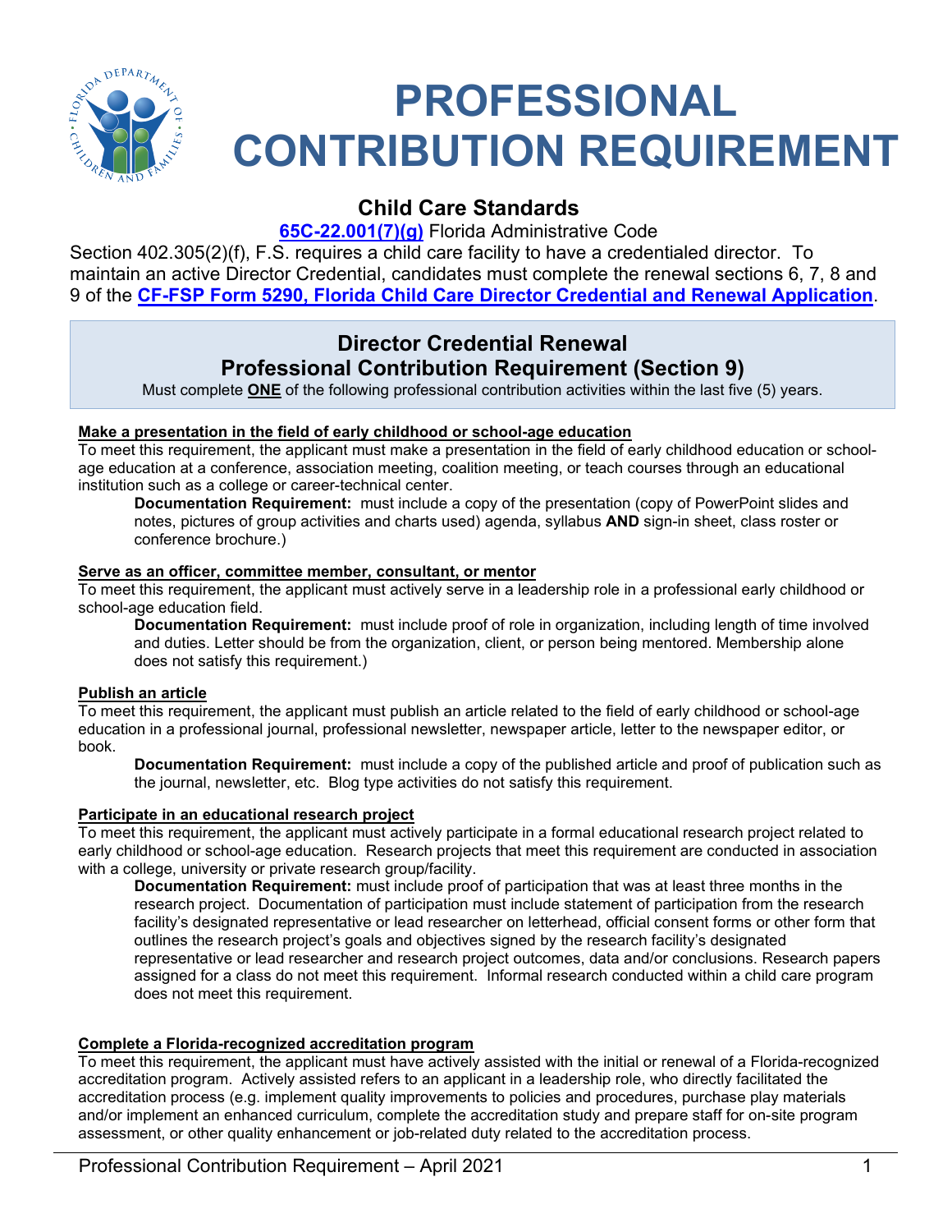# PROFESSIONAL CONTRIBUTION REQUIREMENT

## Child Care Standards

**65C-22.001(7)(g)** Florida Administrative Code

Section 402.305(2)(f), F.S. requires a child care facility to have a credentialed director. To maintain an active Director Credential, candidates must complete the renewal sections 6, 7, 8 and 9 of the **CF-FSP Form 5290, Florida Child Care Director Credential and Renewal Application**.

## Director Credential Renewal
## Professional Contribution Requirement (Section 9)

Must complete **ONE** of the following professional contribution activities within the last five (5) years.

**Make a presentation in the field of early childhood or school-age education**

To meet this requirement, the applicant must make a presentation in the field of early childhood education or school-age education at a conference, association meeting, coalition meeting, or teach courses through an educational institution such as a college or career-technical center.

> **Documentation Requirement:** must include a copy of the presentation (copy of PowerPoint slides and notes, pictures of group activities and charts used) agenda, syllabus **AND** sign-in sheet, class roster or conference brochure.)

**Serve as an officer, committee member, consultant, or mentor**

To meet this requirement, the applicant must actively serve in a leadership role in a professional early childhood or school-age education field.

> **Documentation Requirement:** must include proof of role in organization, including length of time involved and duties. Letter should be from the organization, client, or person being mentored. Membership alone does not satisfy this requirement.)

**Publish an article**

To meet this requirement, the applicant must publish an article related to the field of early childhood or school-age education in a professional journal, professional newsletter, newspaper article, letter to the newspaper editor, or book.

> **Documentation Requirement:** must include a copy of the published article and proof of publication such as the journal, newsletter, etc. Blog type activities do not satisfy this requirement.

**Participate in an educational research project**

To meet this requirement, the applicant must actively participate in a formal educational research project related to early childhood or school-age education. Research projects that meet this requirement are conducted in association with a college, university or private research group/facility.

> **Documentation Requirement:** must include proof of participation that was at least three months in the research project. Documentation of participation must include statement of participation from the research facility's designated representative or lead researcher on letterhead, official consent forms or other form that outlines the research project's goals and objectives signed by the research facility's designated representative or lead researcher and research project outcomes, data and/or conclusions. Research papers assigned for a class do not meet this requirement. Informal research conducted within a child care program does not meet this requirement.

**Complete a Florida-recognized accreditation program**

To meet this requirement, the applicant must have actively assisted with the initial or renewal of a Florida-recognized accreditation program. Actively assisted refers to an applicant in a leadership role, who directly facilitated the accreditation process (e.g. implement quality improvements to policies and procedures, purchase play materials and/or implement an enhanced curriculum, complete the accreditation study and prepare staff for on-site program assessment, or other quality enhancement or job-related duty related to the accreditation process.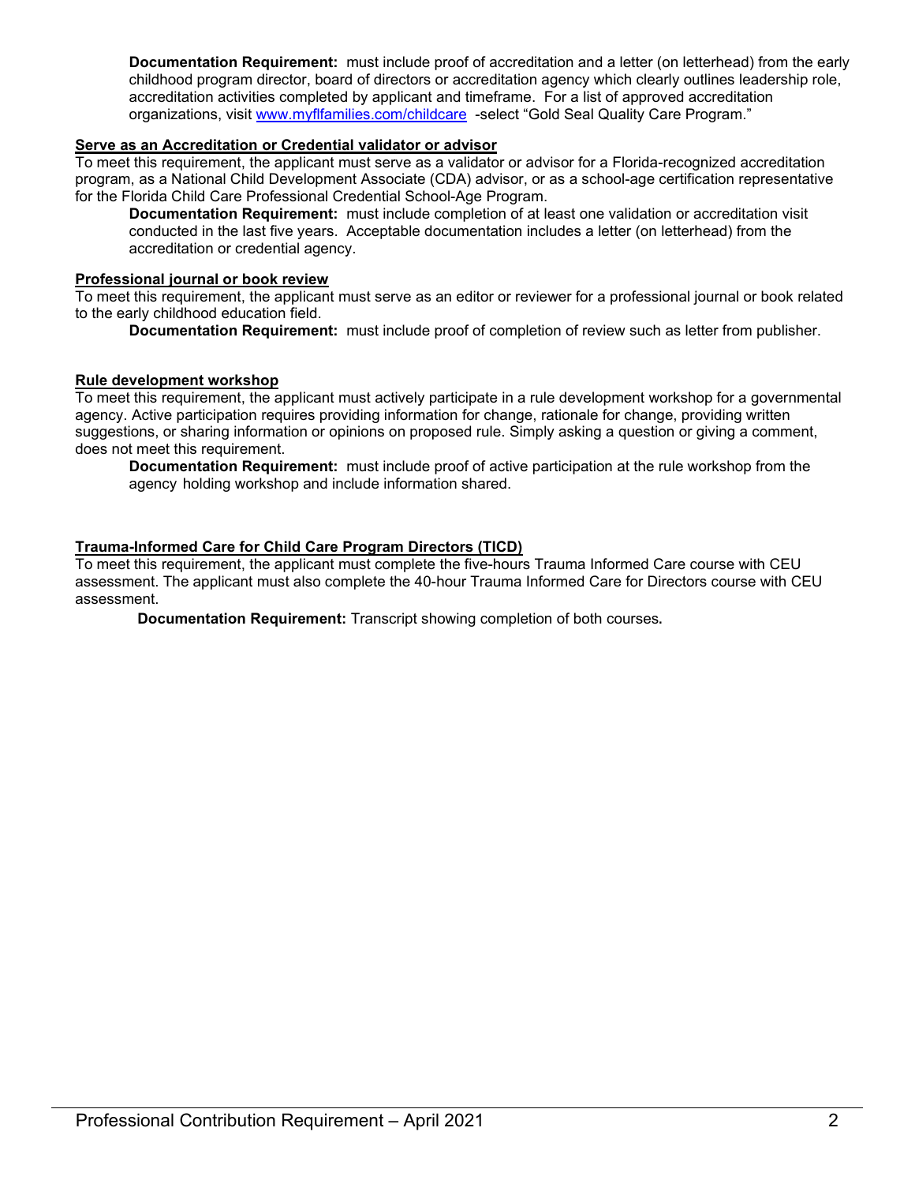**Documentation Requirement:** must include proof of accreditation and a letter (on letterhead) from the early childhood program director, board of directors or accreditation agency which clearly outlines leadership role, accreditation activities completed by applicant and timeframe. For a list of approved accreditation organizations, visit [www.myflfamilies.com/childcare](www.myflfamilies.com/childcare) -select "Gold Seal Quality Care Program."

**Serve as an Accreditation or Credential validator or advisor**

To meet this requirement, the applicant must serve as a validator or advisor for a Florida-recognized accreditation program, as a National Child Development Associate (CDA) advisor, or as a school-age certification representative for the Florida Child Care Professional Credential School-Age Program.

**Documentation Requirement:** must include completion of at least one validation or accreditation visit conducted in the last five years. Acceptable documentation includes a letter (on letterhead) from the accreditation or credential agency.

**Professional journal or book review**

To meet this requirement, the applicant must serve as an editor or reviewer for a professional journal or book related to the early childhood education field.

**Documentation Requirement:** must include proof of completion of review such as letter from publisher.

**Rule development workshop**

To meet this requirement, the applicant must actively participate in a rule development workshop for a governmental agency. Active participation requires providing information for change, rationale for change, providing written suggestions, or sharing information or opinions on proposed rule. Simply asking a question or giving a comment, does not meet this requirement.

**Documentation Requirement:** must include proof of active participation at the rule workshop from the agency holding workshop and include information shared.

**Trauma-Informed Care for Child Care Program Directors (TICD)**

To meet this requirement, the applicant must complete the five-hours Trauma Informed Care course with CEU assessment. The applicant must also complete the 40-hour Trauma Informed Care for Directors course with CEU assessment.

**Documentation Requirement:** Transcript showing completion of both courses.